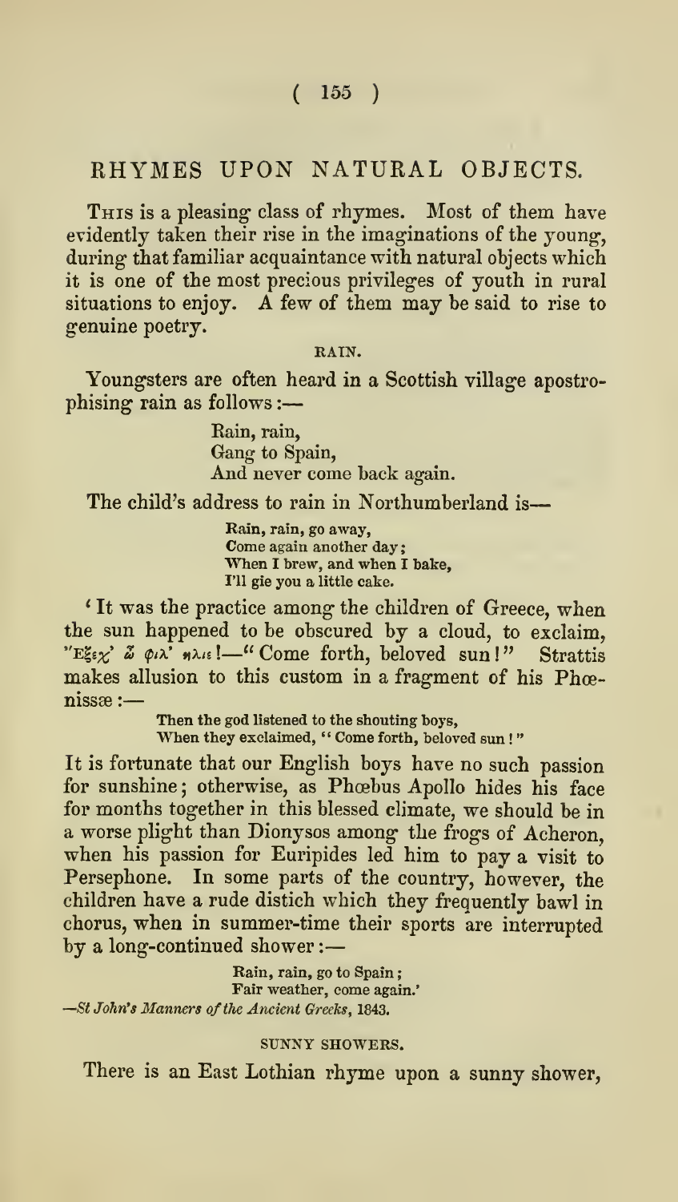## RHYMES UPON NATURAL OBJECTS.

This is a pleasing class of rhymes. Most of them have evidently taken their rise in the imaginations of the young, during that familiar acquaintance with natural objects which it is one of the most precious privileges of youth in rural situations to enjoy. A few of them may be said to rise to genuine poetry.

### RAIN.

Youngsters are often heard in a Scottish village apostrophising rain as follows:—

> Rain, rain,
> Gang to Spain,
> And never come back again.

The child's address to rain in Northumberland is—

> Rain, rain, go away,
> Come again another day;
> When I brew, and when I bake,
> I'll gie you a little cake.

'It was the practice among the children of Greece, when the sun happened to be obscured by a cloud, to exclaim, Ἔξεχ' ὦ φίλ' ἥλιε!—"Come forth, beloved sun!" Strattis makes allusion to this custom in a fragment of his Phœnissæ:—

> Then the god listened to the shouting boys,
> When they exclaimed, "Come forth, beloved sun!"

It is fortunate that our English boys have no such passion for sunshine; otherwise, as Phœbus Apollo hides his face for months together in this blessed climate, we should be in a worse plight than Dionysos among the frogs of Acheron, when his passion for Euripides led him to pay a visit to Persephone. In some parts of the country, however, the children have a rude distich which they frequently bawl in chorus, when in summer-time their sports are interrupted by a long-continued shower:—

> Rain, rain, go to Spain;
> Fair weather, come again.'

—*St John's Manners of the Ancient Greeks*, 1843.

### SUNNY SHOWERS.

There is an East Lothian rhyme upon a sunny shower,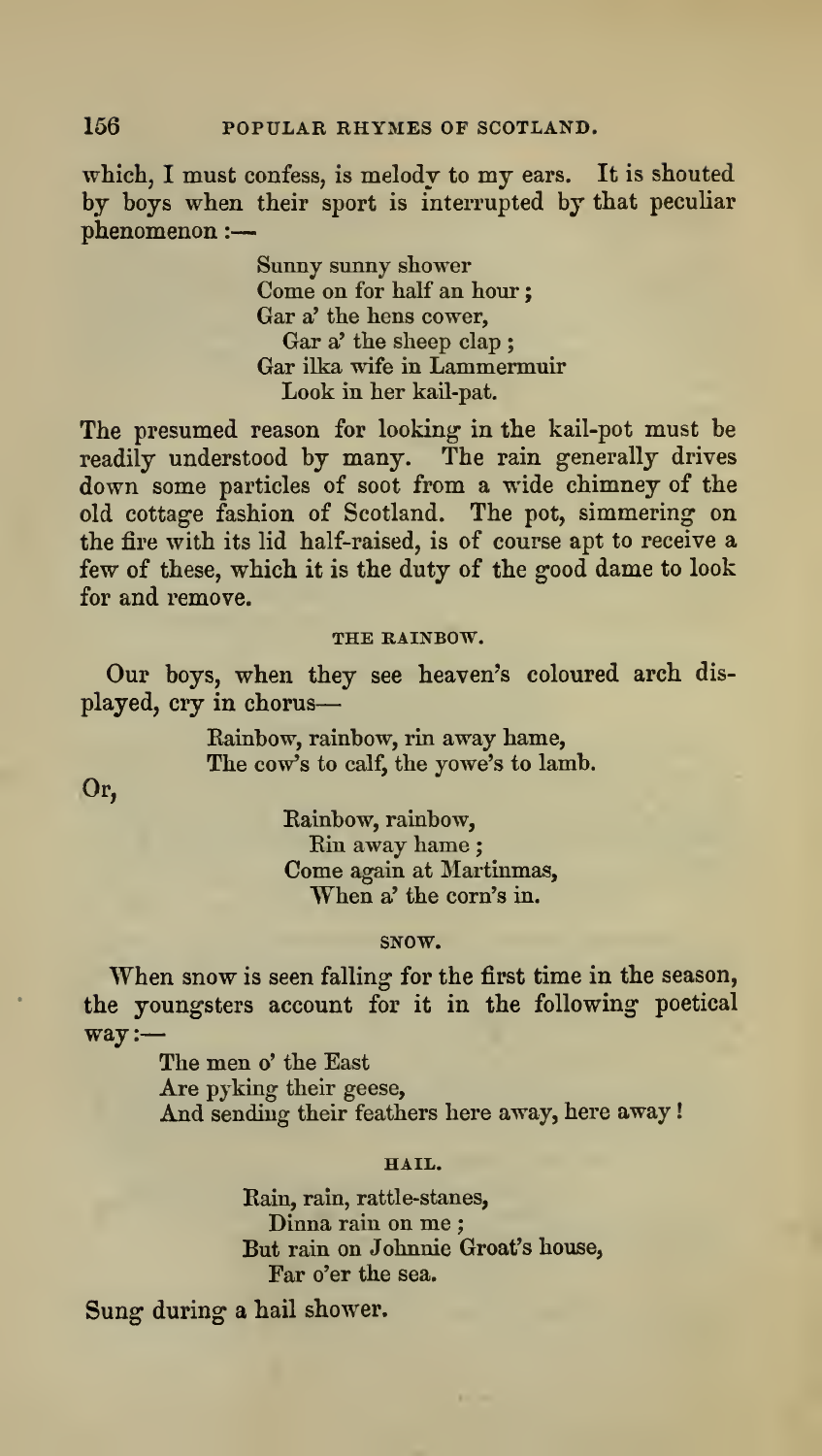which, I must confess, is melody to my ears. It is shouted by boys when their sport is interrupted by that peculiar phenomenon :—

> Sunny sunny shower
> Come on for half an hour ;
> Gar a' the hens cower,
> Gar a' the sheep clap ;
> Gar ilka wife in Lammermuir
> Look in her kail-pat.

The presumed reason for looking in the kail-pot must be readily understood by many. The rain generally drives down some particles of soot from a wide chimney of the old cottage fashion of Scotland. The pot, simmering on the fire with its lid half-raised, is of course apt to receive a few of these, which it is the duty of the good dame to look for and remove.

### THE RAINBOW.

Our boys, when they see heaven's coloured arch displayed, cry in chorus—

> Rainbow, rainbow, rin away hame,
> The cow's to calf, the yowe's to lamb.

Or,

> Rainbow, rainbow,
> Rin away hame ;
> Come again at Martinmas,
> When a' the corn's in.

### SNOW.

When snow is seen falling for the first time in the season, the youngsters account for it in the following poetical way :—

> The men o' the East
> Are pyking their geese,
> And sending their feathers here away, here away !

### HAIL.

> Rain, rain, rattle-stanes,
> Dinna rain on me ;
> But rain on Johnnie Groat's house,
> Far o'er the sea.

Sung during a hail shower.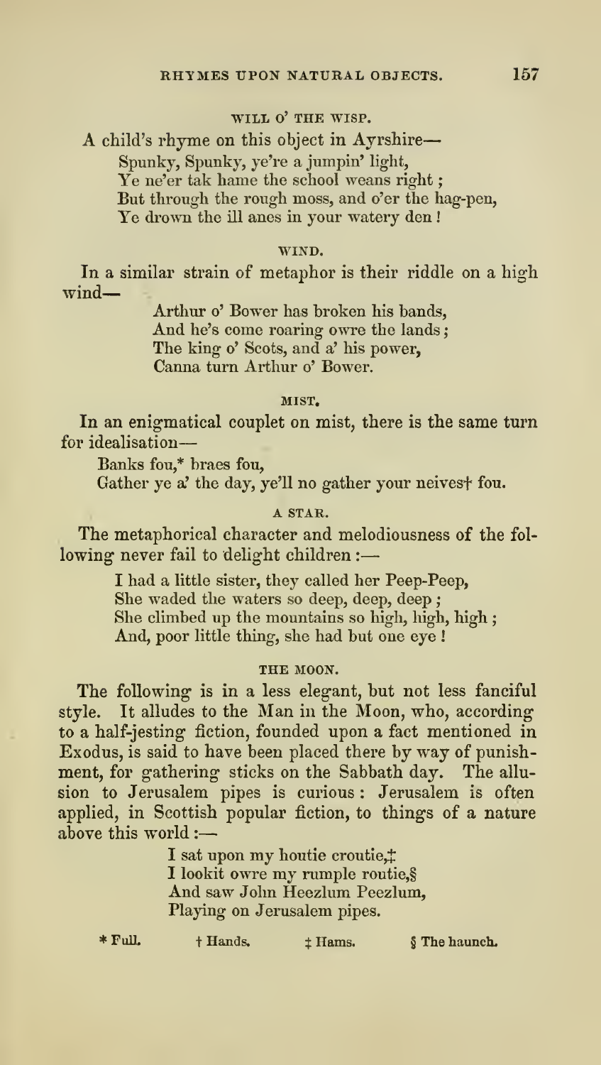### WILL O' THE WISP.

A child's rhyme on this object in Ayrshire—

> Spunky, Spunky, ye're a jumpin' light,
> Ye ne'er tak hame the school weans right;
> But through the rough moss, and o'er the hag-pen,
> Ye drown the ill anes in your watery den!

### WIND.

In a similar strain of metaphor is their riddle on a high wind—

> Arthur o' Bower has broken his bands,
> And he's come roaring owre the lands;
> The king o' Scots, and a' his power,
> Canna turn Arthur o' Bower.

### MIST.

In an enigmatical couplet on mist, there is the same turn for idealisation—

> Banks fou,* braes fou,
> Gather ye a' the day, ye'll no gather your neives† fou.

### A STAR.

The metaphorical character and melodiousness of the following never fail to delight children:—

> I had a little sister, they called her Peep-Peep,
> She waded the waters so deep, deep, deep;
> She climbed up the mountains so high, high, high;
> And, poor little thing, she had but one eye!

### THE MOON.

The following is in a less elegant, but not less fanciful style. It alludes to the Man in the Moon, who, according to a half-jesting fiction, founded upon a fact mentioned in Exodus, is said to have been placed there by way of punishment, for gathering sticks on the Sabbath day. The allusion to Jerusalem pipes is curious: Jerusalem is often applied, in Scottish popular fiction, to things of a nature above this world:—

> I sat upon my houtie croutie,‡
> I lookit owre my rumple routie,§
> And saw John Heezlum Peezlum,
> Playing on Jerusalem pipes.

\* Full. † Hands. ‡ Hams. § The haunch.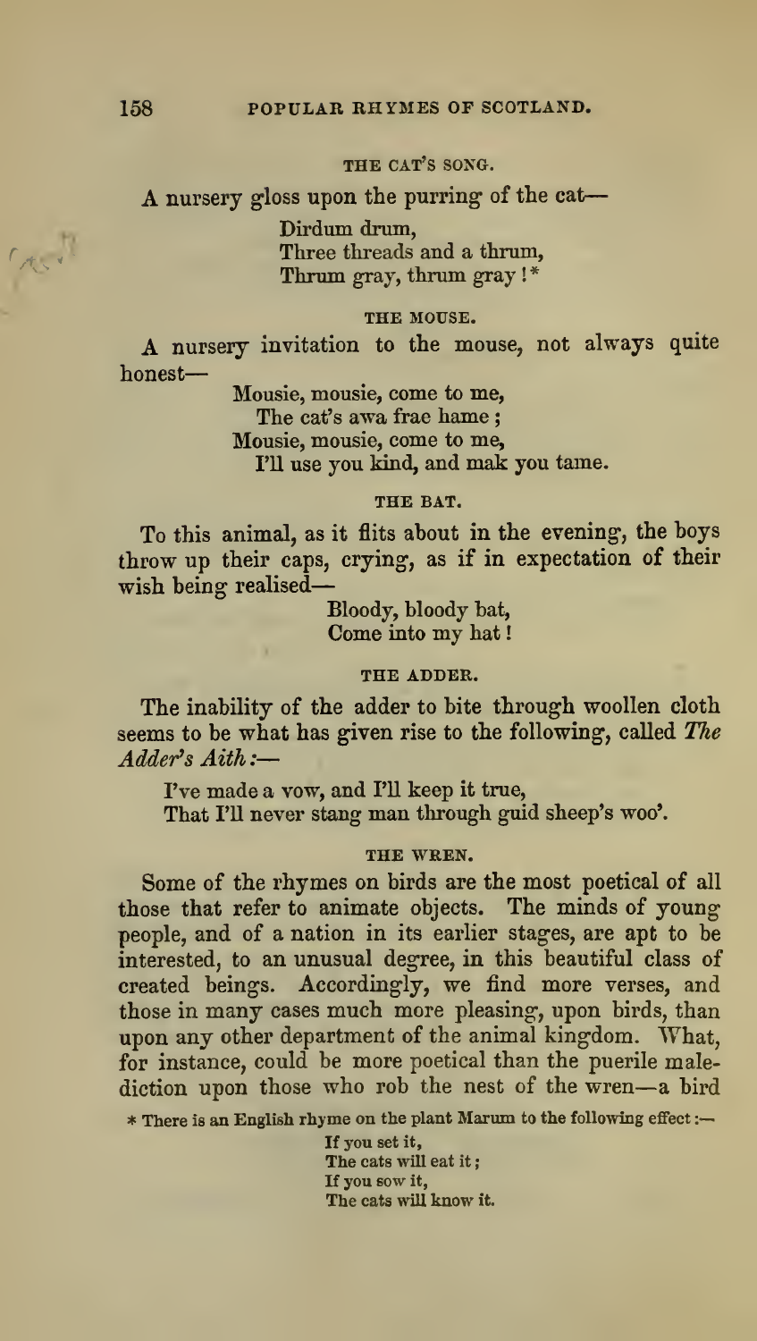### THE CAT'S SONG.

A nursery gloss upon the purring of the cat—

> Dirdum drum,
> Three threads and a thrum,
> Thrum gray, thrum gray ! *

### THE MOUSE.

A nursery invitation to the mouse, not always quite honest—

> Mousie, mousie, come to me,
> The cat's awa frae hame ;
> Mousie, mousie, come to me,
> I'll use you kind, and mak you tame.

### THE BAT.

To this animal, as it flits about in the evening, the boys throw up their caps, crying, as if in expectation of their wish being realised—

> Bloody, bloody bat,
> Come into my hat !

### THE ADDER.

The inability of the adder to bite through woollen cloth seems to be what has given rise to the following, called *The Adder's Aith* :—

> I've made a vow, and I'll keep it true,
> That I'll never stang man through guid sheep's woo'.

### THE WREN.

Some of the rhymes on birds are the most poetical of all those that refer to animate objects. The minds of young people, and of a nation in its earlier stages, are apt to be interested, to an unusual degree, in this beautiful class of created beings. Accordingly, we find more verses, and those in many cases much more pleasing, upon birds, than upon any other department of the animal kingdom. What, for instance, could be more poetical than the puerile malediction upon those who rob the nest of the wren—a bird

* There is an English rhyme on the plant Marum to the following effect :—

> If you set it,
> The cats will eat it ;
> If you sow it,
> The cats will know it.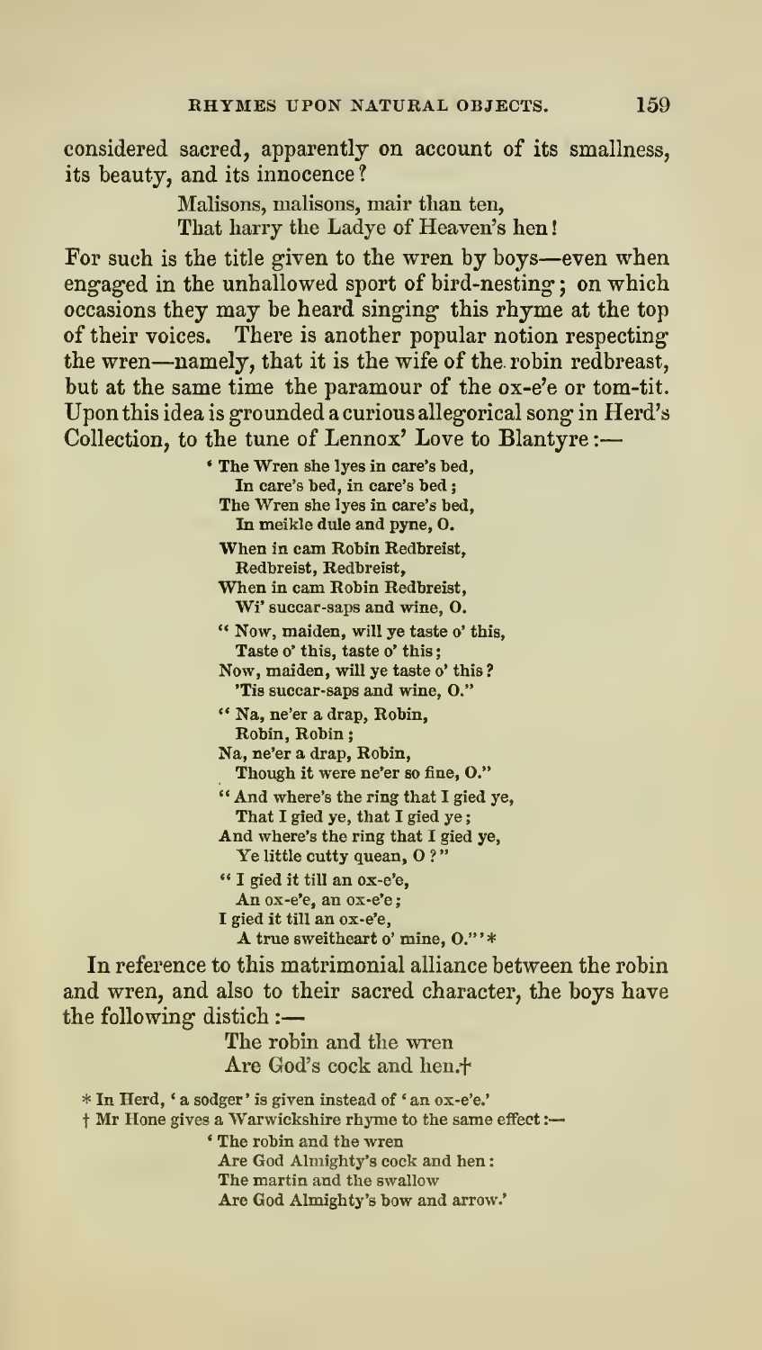considered sacred, apparently on account of its smallness, its beauty, and its innocence?

> Malisons, malisons, mair than ten,
> That harry the Ladye of Heaven's hen!

For such is the title given to the wren by boys—even when engaged in the unhallowed sport of bird-nesting; on which occasions they may be heard singing this rhyme at the top of their voices. There is another popular notion respecting the wren—namely, that it is the wife of the robin redbreast, but at the same time the paramour of the ox-e'e or tom-tit. Upon this idea is grounded a curious allegorical song in Herd's Collection, to the tune of Lennox' Love to Blantyre:—

> 'The Wren she lyes in care's bed,
> In care's bed, in care's bed;
> The Wren she lyes in care's bed,
> In meikle dule and pyne, O.
>
> When in cam Robin Redbreist,
> Redbreist, Redbreist,
> When in cam Robin Redbreist,
> Wi' succar-saps and wine, O.
>
> "Now, maiden, will ye taste o' this,
> Taste o' this, taste o' this;
> Now, maiden, will ye taste o' this?
> 'Tis succar-saps and wine, O."
>
> "Na, ne'er a drap, Robin,
> Robin, Robin;
> Na, ne'er a drap, Robin,
> Though it were ne'er so fine, O."
>
> "And where's the ring that I gied ye,
> That I gied ye, that I gied ye;
> And where's the ring that I gied ye,
> Ye little cutty quean, O?"
>
> "I gied it till an ox-e'e,
> An ox-e'e, an ox-e'e;
> I gied it till an ox-e'e,
> A true sweitheart o' mine, O."'*

In reference to this matrimonial alliance between the robin and wren, and also to their sacred character, the boys have the following distich:—

> The robin and the wren
> Are God's cock and hen.†

\* In Herd, 'a sodger' is given instead of 'an ox-e'e.'

† Mr Hone gives a Warwickshire rhyme to the same effect:—

> 'The robin and the wren
> Are God Almighty's cock and hen:
> The martin and the swallow
> Are God Almighty's bow and arrow.'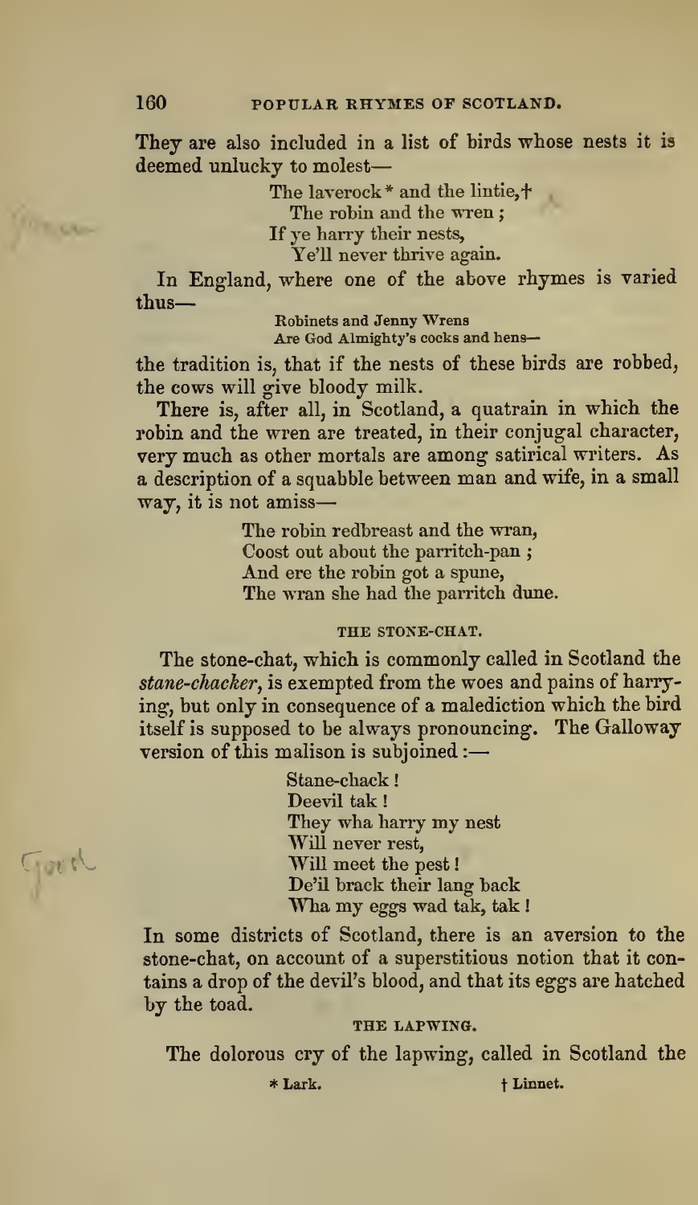They are also included in a list of birds whose nests it is deemed unlucky to molest—

> The laverock* and the lintie,†
> The robin and the wren;
> If ye harry their nests,
> Ye'll never thrive again.

In England, where one of the above rhymes is varied thus—

> Robinets and Jenny Wrens
> Are God Almighty's cocks and hens—

the tradition is, that if the nests of these birds are robbed, the cows will give bloody milk.

There is, after all, in Scotland, a quatrain in which the robin and the wren are treated, in their conjugal character, very much as other mortals are among satirical writers. As a description of a squabble between man and wife, in a small way, it is not amiss—

> The robin redbreast and the wran,
> Coost out about the parritch-pan;
> And ere the robin got a spune,
> The wran she had the parritch dune.

### THE STONE-CHAT.

The stone-chat, which is commonly called in Scotland the *stane-chacker*, is exempted from the woes and pains of harrying, but only in consequence of a malediction which the bird itself is supposed to be always pronouncing. The Galloway version of this malison is subjoined:—

> Stane-chack!
> Deevil tak!
> They wha harry my nest
> Will never rest,
> Will meet the pest!
> De'il brack their lang back
> Wha my eggs wad tak, tak!

In some districts of Scotland, there is an aversion to the stone-chat, on account of a superstitious notion that it contains a drop of the devil's blood, and that its eggs are hatched by the toad.

### THE LAPWING.

The dolorous cry of the lapwing, called in Scotland the

\* Lark. † Linnet.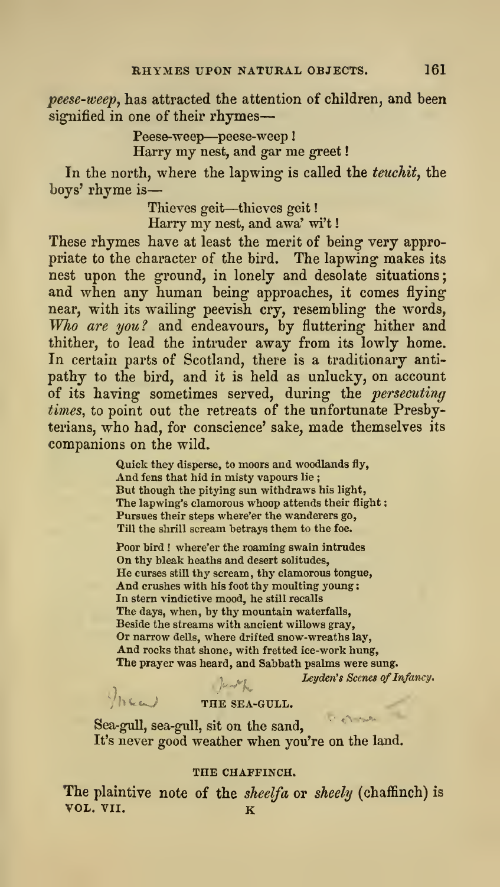*peese-weep*, has attracted the attention of children, and been signified in one of their rhymes—

> Peese-weep—peese-weep!
> Harry my nest, and gar me greet!

In the north, where the lapwing is called the *teuchit*, the boys' rhyme is—

> Thieves geit—thieves geit!
> Harry my nest, and awa' wi't!

These rhymes have at least the merit of being very appropriate to the character of the bird. The lapwing makes its nest upon the ground, in lonely and desolate situations; and when any human being approaches, it comes flying near, with its wailing peevish cry, resembling the words, *Who are you?* and endeavours, by fluttering hither and thither, to lead the intruder away from its lowly home. In certain parts of Scotland, there is a traditionary antipathy to the bird, and it is held as unlucky, on account of its having sometimes served, during the *persecuting times*, to point out the retreats of the unfortunate Presbyterians, who had, for conscience' sake, made themselves its companions on the wild.

> Quick they disperse, to moors and woodlands fly,
> And fens that hid in misty vapours lie;
> But though the pitying sun withdraws his light,
> The lapwing's clamorous whoop attends their flight:
> Pursues their steps where'er the wanderers go,
> Till the shrill scream betrays them to the foe.
>
> Poor bird! where'er the roaming swain intrudes
> On thy bleak heaths and desert solitudes,
> He curses still thy scream, thy clamorous tongue,
> And crushes with his foot thy moulting young:
> In stern vindictive mood, he still recalls
> The days, when, by thy mountain waterfalls,
> Beside the streams with ancient willows gray,
> Or narrow dells, where drifted snow-wreaths lay,
> And rocks that shone, with fretted ice-work hung,
> The prayer was heard, and Sabbath psalms were sung.
>
> *Leyden's Scenes of Infancy.*

### THE SEA-GULL.

Sea-gull, sea-gull, sit on the sand,
It's never good weather when you're on the land.

### THE CHAFFINCH.

The plaintive note of the *sheelfa* or *sheely* (chaffinch) is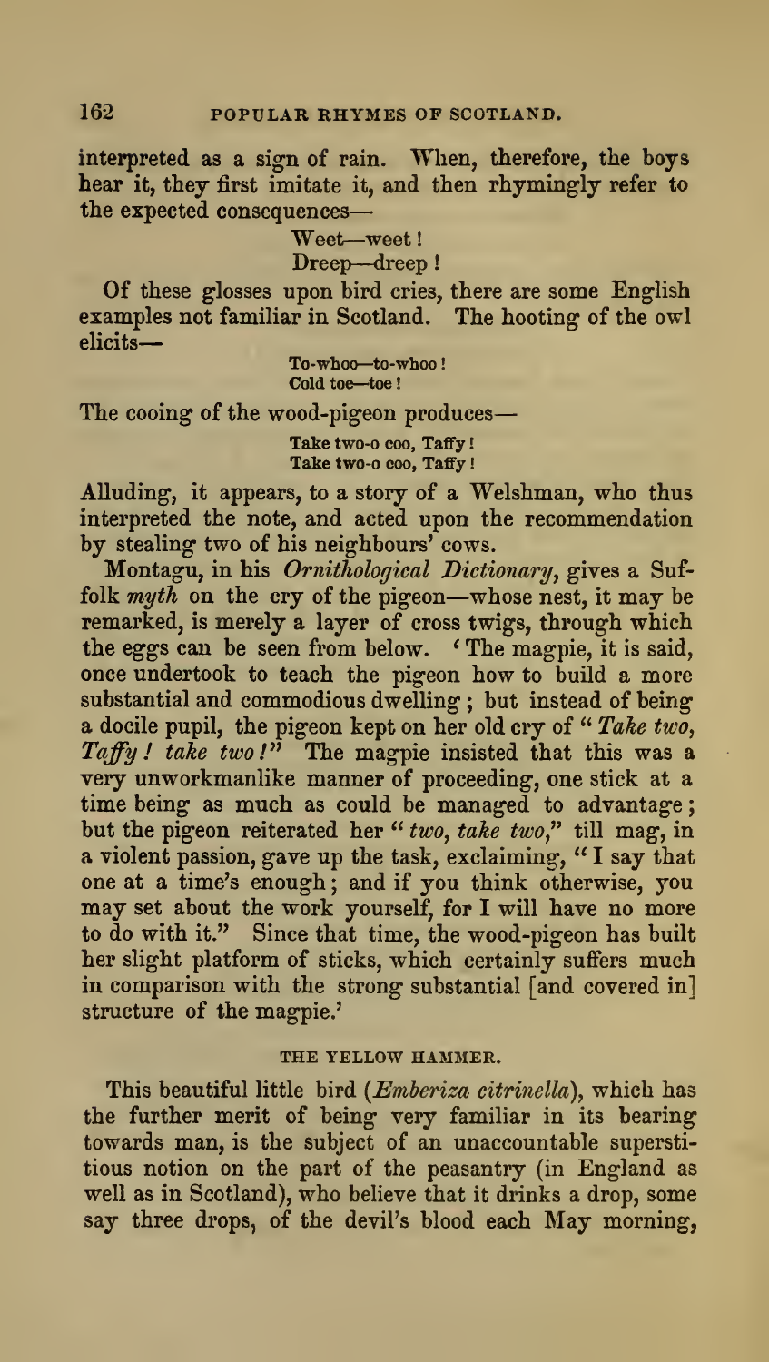interpreted as a sign of rain. When, therefore, the boys hear it, they first imitate it, and then rhymingly refer to the expected consequences—

> Weet—weet!
> Dreep—dreep!

Of these glosses upon bird cries, there are some English examples not familiar in Scotland. The hooting of the owl elicits—

> To-whoo—to-whoo!
> Cold toe—toe!

The cooing of the wood-pigeon produces—

> Take two-o coo, Taffy!
> Take two-o coo, Taffy!

Alluding, it appears, to a story of a Welshman, who thus interpreted the note, and acted upon the recommendation by stealing two of his neighbours' cows.

Montagu, in his *Ornithological Dictionary*, gives a Suffolk *myth* on the cry of the pigeon—whose nest, it may be remarked, is merely a layer of cross twigs, through which the eggs can be seen from below. 'The magpie, it is said, once undertook to teach the pigeon how to build a more substantial and commodious dwelling; but instead of being a docile pupil, the pigeon kept on her old cry of "*Take two, Taffy! take two!*" The magpie insisted that this was a very unworkmanlike manner of proceeding, one stick at a time being as much as could be managed to advantage; but the pigeon reiterated her "*two, take two*," till mag, in a violent passion, gave up the task, exclaiming, "I say that one at a time's enough; and if you think otherwise, you may set about the work yourself, for I will have no more to do with it." Since that time, the wood-pigeon has built her slight platform of sticks, which certainly suffers much in comparison with the strong substantial [and covered in] structure of the magpie.'

## THE YELLOW HAMMER.

This beautiful little bird (*Emberiza citrinella*), which has the further merit of being very familiar in its bearing towards man, is the subject of an unaccountable superstitious notion on the part of the peasantry (in England as well as in Scotland), who believe that it drinks a drop, some say three drops, of the devil's blood each May morning,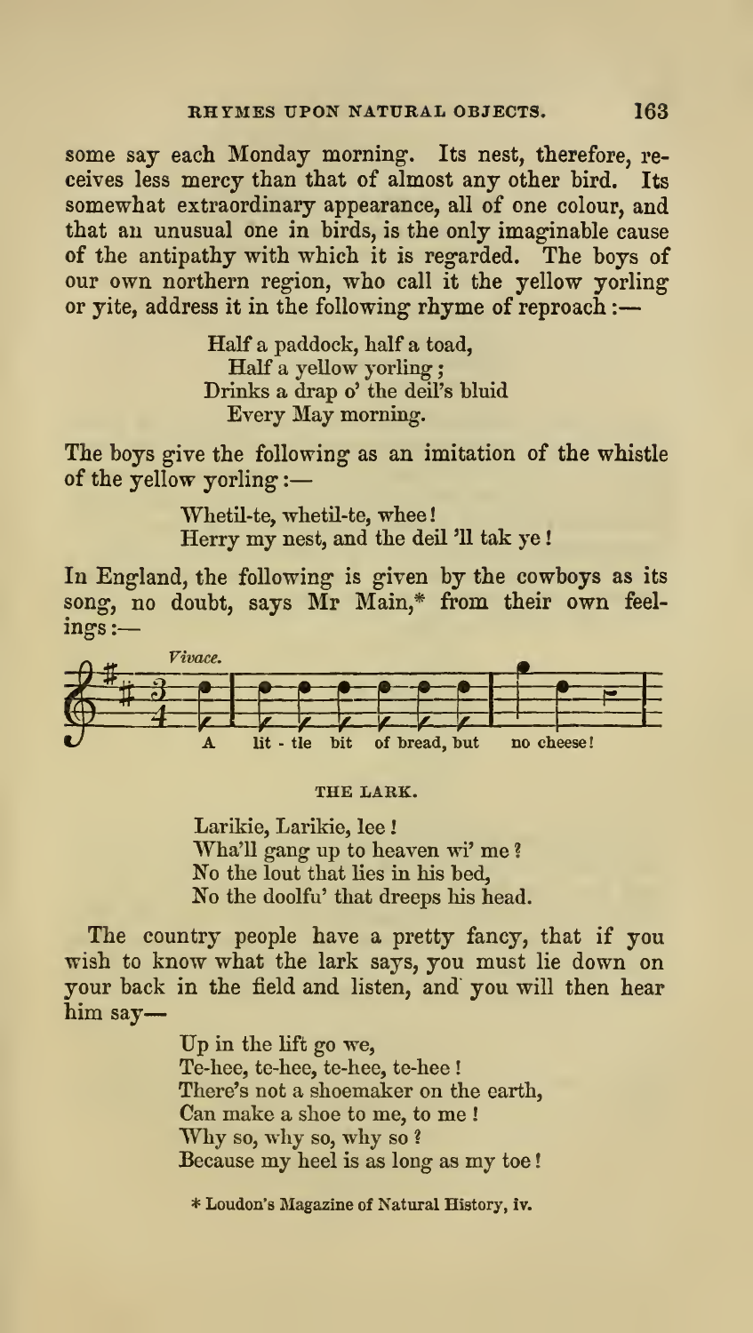some say each Monday morning. Its nest, therefore, receives less mercy than that of almost any other bird. Its somewhat extraordinary appearance, all of one colour, and that an unusual one in birds, is the only imaginable cause of the antipathy with which it is regarded. The boys of our own northern region, who call it the yellow yorling or yite, address it in the following rhyme of reproach :—

> Half a paddock, half a toad,
> Half a yellow yorling ;
> Drinks a drap o' the deil's bluid
> Every May morning.

The boys give the following as an imitation of the whistle of the yellow yorling :—

> Whetil-te, whetil-te, whee !
> Herry my nest, and the deil 'll tak ye !

In England, the following is given by the cowboys as its song, no doubt, says Mr Main,* from their own feelings :—

*Vivace.*

A lit - tle bit of bread, but no cheese!

### THE LARK.

> Larikie, Larikie, lee !
> Wha'll gang up to heaven wi' me ?
> No the lout that lies in his bed,
> No the doolfu' that dreeps his head.

The country people have a pretty fancy, that if you wish to know what the lark says, you must lie down on your back in the field and listen, and you will then hear him say—

> Up in the lift go we,
> Te-hee, te-hee, te-hee, te-hee !
> There's not a shoemaker on the earth,
> Can make a shoe to me, to me !
> Why so, why so, why so ?
> Because my heel is as long as my toe !

\* Loudon's Magazine of Natural History, iv.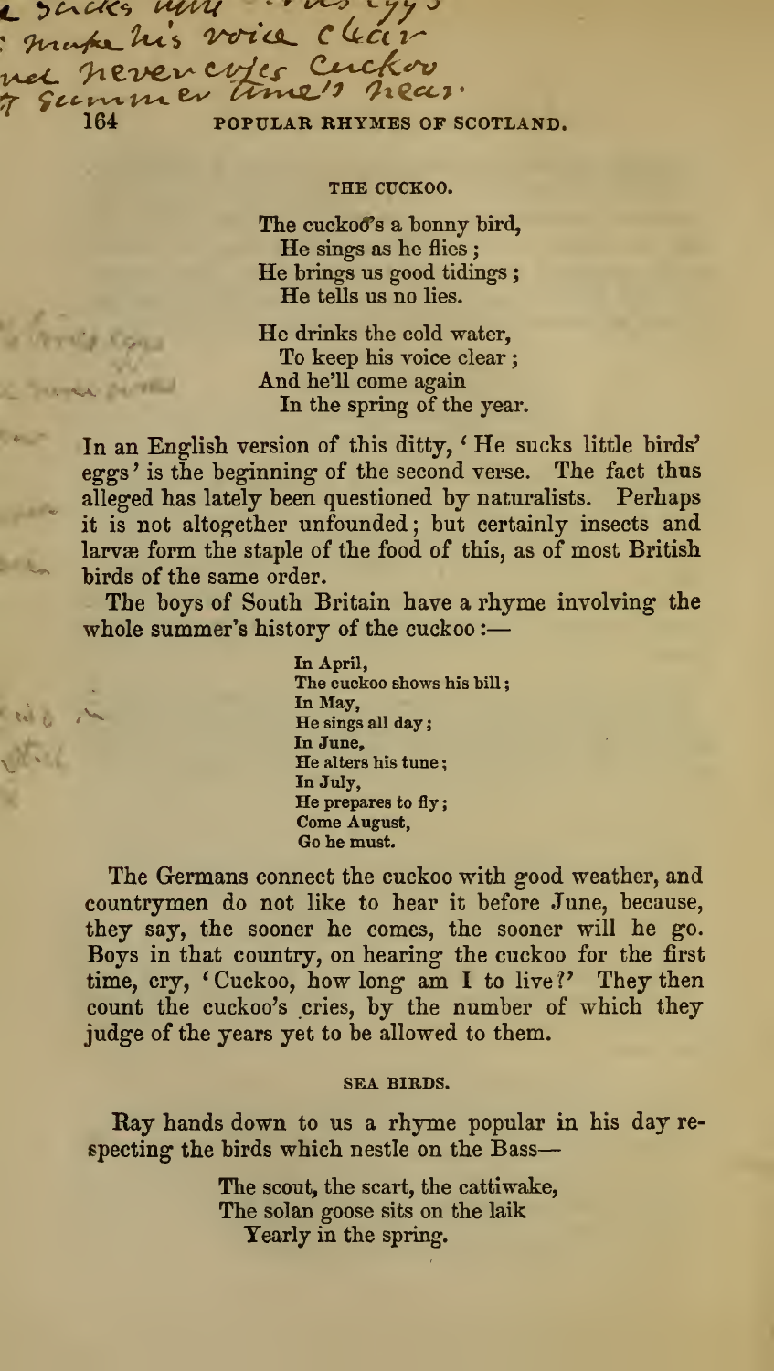e sucks little eggs
: make his voice clear
and never cries cuckoo
'til summer time's near.

### THE CUCKOO.

The cuckoo's a bonny bird,
He sings as he flies;
He brings us good tidings;
He tells us no lies.

He drinks the cold water,
To keep his voice clear;
And he'll come again
In the spring of the year.

In an English version of this ditty, 'He sucks little birds' eggs' is the beginning of the second verse. The fact thus alleged has lately been questioned by naturalists. Perhaps it is not altogether unfounded; but certainly insects and larvæ form the staple of the food of this, as of most British birds of the same order.

The boys of South Britain have a rhyme involving the whole summer's history of the cuckoo:—

In April,
The cuckoo shows his bill;
In May,
He sings all day;
In June,
He alters his tune;
In July,
He prepares to fly;
Come August,
Go he must.

The Germans connect the cuckoo with good weather, and countrymen do not like to hear it before June, because, they say, the sooner he comes, the sooner will he go. Boys in that country, on hearing the cuckoo for the first time, cry, 'Cuckoo, how long am I to live?' They then count the cuckoo's cries, by the number of which they judge of the years yet to be allowed to them.

### SEA BIRDS.

Ray hands down to us a rhyme popular in his day respecting the birds which nestle on the Bass—

The scout, the scart, the cattiwake,
The solan goose sits on the laik
Yearly in the spring.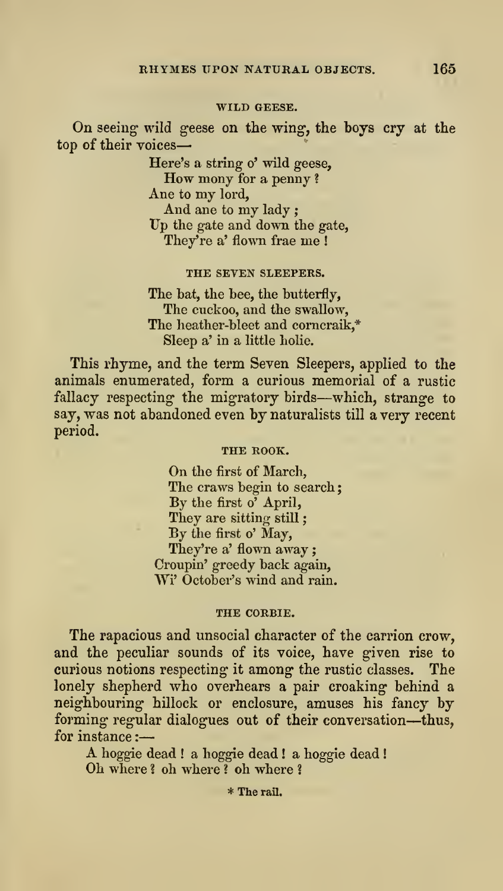### WILD GEESE.

On seeing wild geese on the wing, the boys cry at the top of their voices—

> Here's a string o' wild geese,
> How mony for a penny?
> Ane to my lord,
> And ane to my lady;
> Up the gate and down the gate,
> They're a' flown frae me!

### THE SEVEN SLEEPERS.

> The bat, the bee, the butterfly,
> The cuckoo, and the swallow,
> The heather-bleet and corncraik,*
> Sleep a' in a little holie.

This rhyme, and the term Seven Sleepers, applied to the animals enumerated, form a curious memorial of a rustic fallacy respecting the migratory birds—which, strange to say, was not abandoned even by naturalists till a very recent period.

### THE ROOK.

> On the first of March,
> The craws begin to search;
> By the first o' April,
> They are sitting still;
> By the first o' May,
> They're a' flown away;
> Croupin' greedy back again,
> Wi' October's wind and rain.

### THE CORBIE.

The rapacious and unsocial character of the carrion crow, and the peculiar sounds of its voice, have given rise to curious notions respecting it among the rustic classes. The lonely shepherd who overhears a pair croaking behind a neighbouring hillock or enclosure, amuses his fancy by forming regular dialogues out of their conversation—thus, for instance:—

> A hoggie dead! a hoggie dead! a hoggie dead!
> Oh where? oh where? oh where?

* The rail.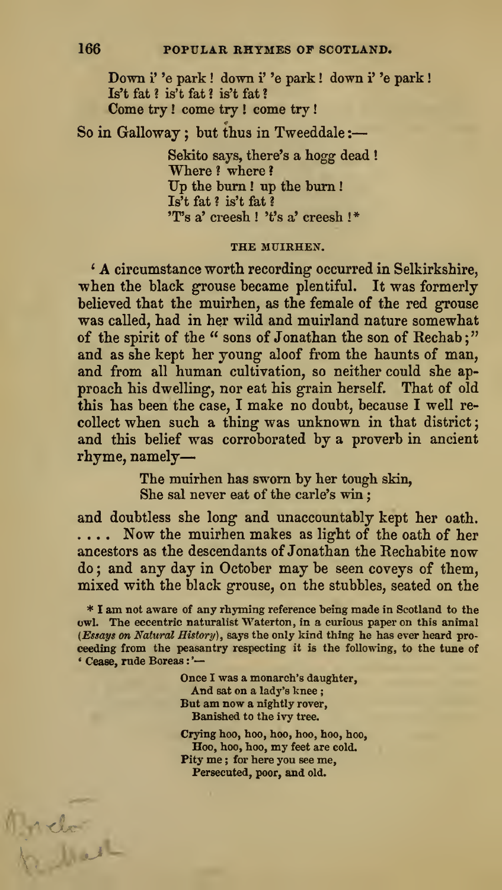Down i' 'e park! down i' 'e park! down i' 'e park!
Is't fat? is't fat? is't fat?
Come try! come try! come try!

So in Galloway; but thus in Tweeddale:—

Sekito says, there's a hogg dead!
Where? where?
Up the burn! up the burn!
Is't fat? is't fat?
'T's a' creesh! 't's a' creesh!*

### THE MUIRHEN.

'A circumstance worth recording occurred in Selkirkshire, when the black grouse became plentiful. It was formerly believed that the muirhen, as the female of the red grouse was called, had in her wild and muirland nature somewhat of the spirit of the "sons of Jonathan the son of Rechab;" and as she kept her young aloof from the haunts of man, and from all human cultivation, so neither could she approach his dwelling, nor eat his grain herself. That of old this has been the case, I make no doubt, because I well recollect when such a thing was unknown in that district; and this belief was corroborated by a proverb in ancient rhyme, namely—

The muirhen has sworn by her tough skin,
She sal never eat of the carle's win;

and doubtless she long and unaccountably kept her oath. . . . . Now the muirhen makes as light of the oath of her ancestors as the descendants of Jonathan the Rechabite now do; and any day in October may be seen coveys of them, mixed with the black grouse, on the stubbles, seated on the

\* I am not aware of any rhyming reference being made in Scotland to the owl. The eccentric naturalist Waterton, in a curious paper on this animal (*Essays on Natural History*), says the only kind thing he has ever heard proceeding from the peasantry respecting it is the following, to the tune of 'Cease, rude Boreas:'—

Once I was a monarch's daughter,
And sat on a lady's knee;
But am now a nightly rover,
Banished to the ivy tree.

Crying hoo, hoo, hoo, hoo, hoo, hoo,
Hoo, hoo, hoo, my feet are cold.
Pity me; for here you see me,
Persecuted, poor, and old.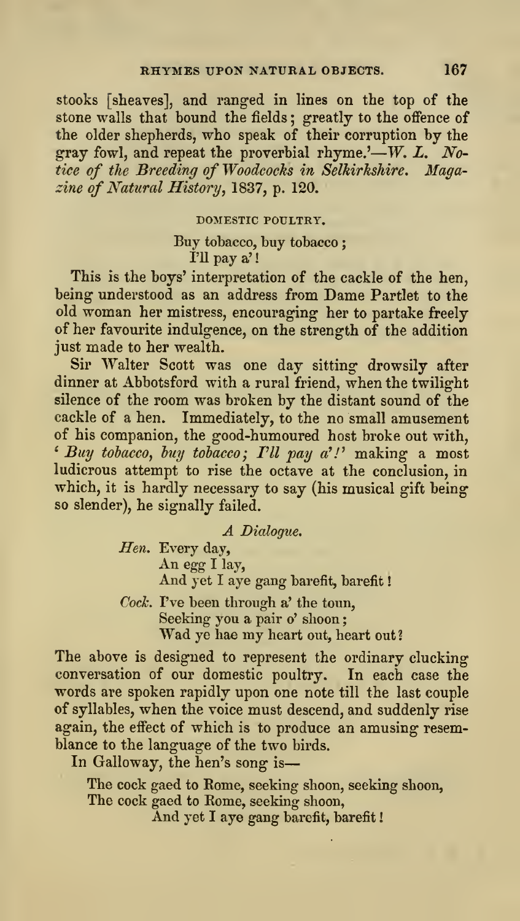stooks [sheaves], and ranged in lines on the top of the stone walls that bound the fields; greatly to the offence of the older shepherds, who speak of their corruption by the gray fowl, and repeat the proverbial rhyme.'—*W. L. Notice of the Breeding of Woodcocks in Selkirkshire. Magazine of Natural History*, 1837, p. 120.

### DOMESTIC POULTRY.

Buy tobacco, buy tobacco;  
I'll pay a'!

This is the boys' interpretation of the cackle of the hen, being understood as an address from Dame Partlet to the old woman her mistress, encouraging her to partake freely of her favourite indulgence, on the strength of the addition just made to her wealth.

Sir Walter Scott was one day sitting drowsily after dinner at Abbotsford with a rural friend, when the twilight silence of the room was broken by the distant sound of the cackle of a hen. Immediately, to the no small amusement of his companion, the good-humoured host broke out with, '*Buy tobacco, buy tobacco; I'll pay a'!*' making a most ludicrous attempt to rise the octave at the conclusion, in which, it is hardly necessary to say (his musical gift being so slender), he signally failed.

*A Dialogue.*

*Hen.* Every day,  
An egg I lay,  
And yet I aye gang barefit, barefit!

*Cock.* I've been through a' the toun,  
Seeking you a pair o' shoon;  
Wad ye hae my heart out, heart out?

The above is designed to represent the ordinary clucking conversation of our domestic poultry. In each case the words are spoken rapidly upon one note till the last couple of syllables, when the voice must descend, and suddenly rise again, the effect of which is to produce an amusing resemblance to the language of the two birds.

In Galloway, the hen's song is—

The cock gaed to Rome, seeking shoon, seeking shoon,  
The cock gaed to Rome, seeking shoon,  
And yet I aye gang barefit, barefit!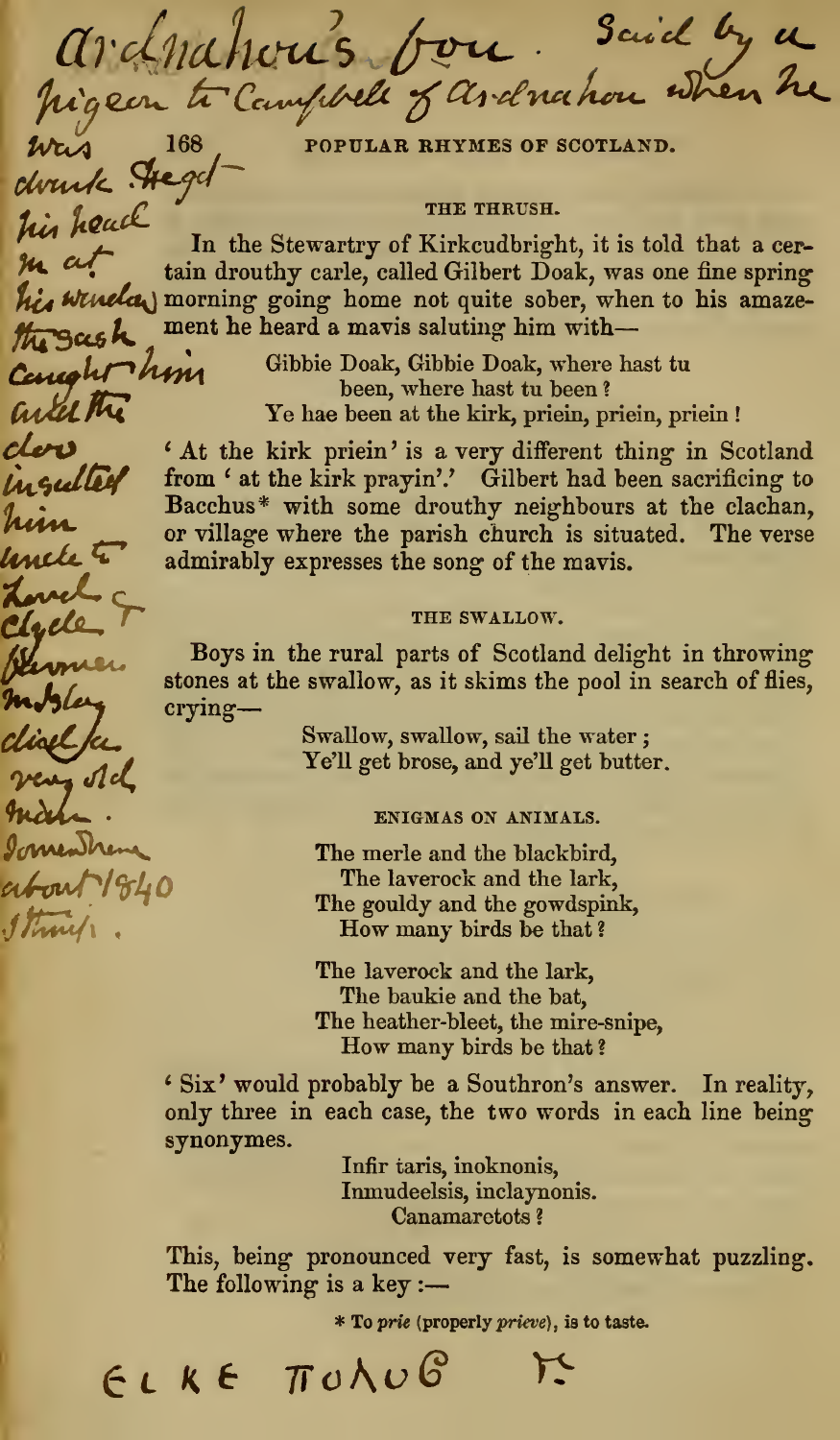Ardnahow's bou. Said by a pigeon to Campbell of Ardnahow when he was drunk. Stegd— his head in at his window the sash caught him and the doo insulted him. Uncle to Lord Clyde. Brymer McIsly died a very old man. Somewhere about 1840 (Thring).

### THE THRUSH.

In the Stewartry of Kirkcudbright, it is told that a certain drouthy carle, called Gilbert Doak, was one fine spring morning going home not quite sober, when to his amazement he heard a mavis saluting him with—

> Gibbie Doak, Gibbie Doak, where hast tu
> been, where hast tu been?
> Ye hae been at the kirk, priein, priein, priein!

'At the kirk priein' is a very different thing in Scotland from 'at the kirk prayin'.' Gilbert had been sacrificing to Bacchus* with some drouthy neighbours at the clachan, or village where the parish church is situated. The verse admirably expresses the song of the mavis.

### THE SWALLOW.

Boys in the rural parts of Scotland delight in throwing stones at the swallow, as it skims the pool in search of flies, crying—

> Swallow, swallow, sail the water;
> Ye'll get brose, and ye'll get butter.

### ENIGMAS ON ANIMALS.

> The merle and the blackbird,
> The laverock and the lark,
> The gouldy and the gowdspink,
> How many birds be that?

> The laverock and the lark,
> The baukie and the bat,
> The heather-bleet, the mire-snipe,
> How many birds be that?

'Six' would probably be a Southron's answer. In reality, only three in each case, the two words in each line being synonymes.

> Infir taris, inoknonis,
> Inmudeelsis, inclaynonis.
> Canamaretots?

This, being pronounced very fast, is somewhat puzzling. The following is a key:—

\* To *prie* (properly *prieve*), is to taste.

ELKE ΠΟΛΥΘ Ϊ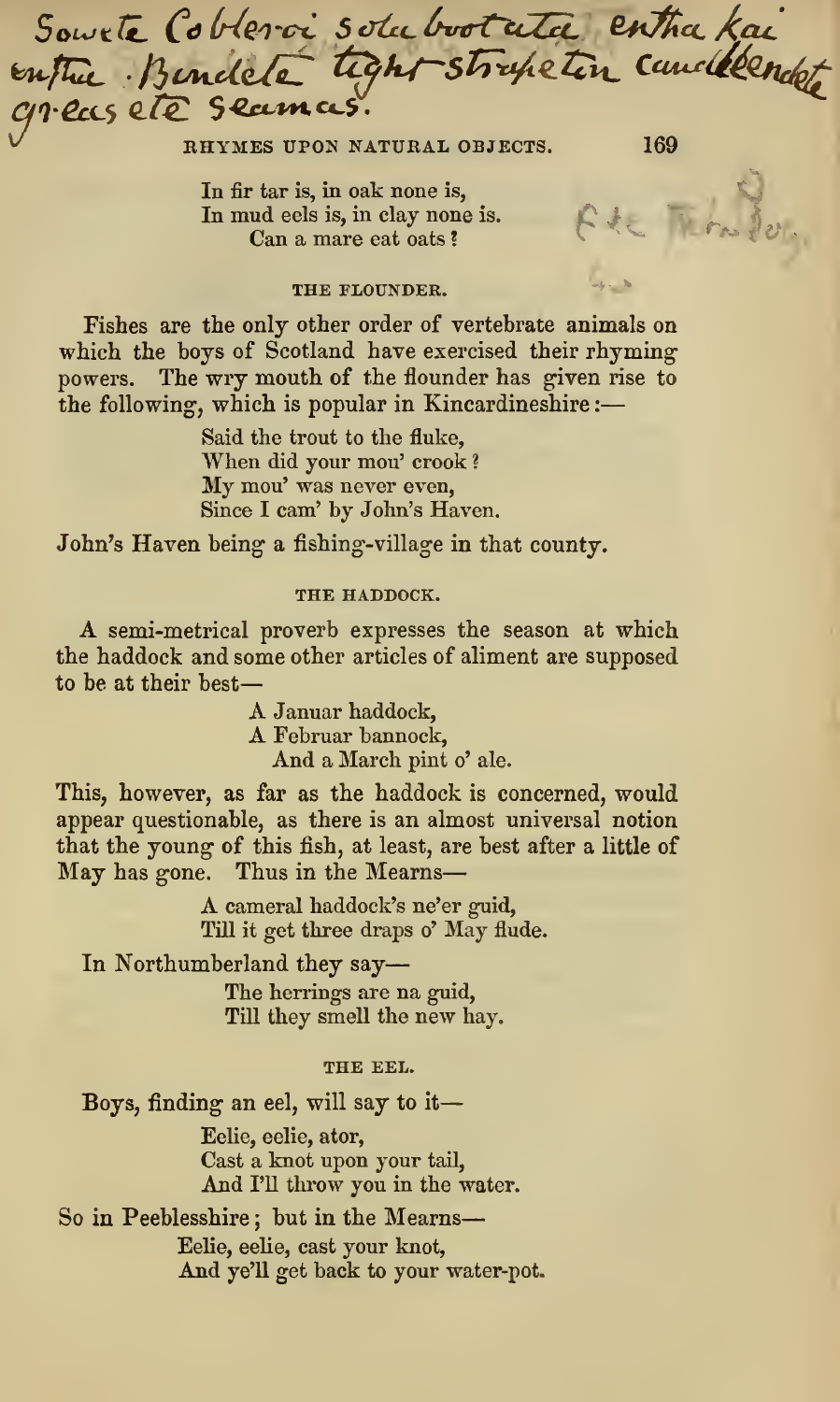Sowete Cobleroi solu bootuta entha kai enthe Bendete tight-strapetin candleendete greas ete seamas.

In fir tar is, in oak none is,
In mud eels is, in clay none is.
Can a mare eat oats?

### THE FLOUNDER.

Fishes are the only other order of vertebrate animals on which the boys of Scotland have exercised their rhyming powers. The wry mouth of the flounder has given rise to the following, which is popular in Kincardineshire:—

Said the trout to the fluke,
When did your mou' crook?
My mou' was never even,
Since I cam' by John's Haven.

John's Haven being a fishing-village in that county.

### THE HADDOCK.

A semi-metrical proverb expresses the season at which the haddock and some other articles of aliment are supposed to be at their best—

A Januar haddock,
A Februar bannock,
And a March pint o' ale.

This, however, as far as the haddock is concerned, would appear questionable, as there is an almost universal notion that the young of this fish, at least, are best after a little of May has gone. Thus in the Mearns—

A cameral haddock's ne'er guid,
Till it get three draps o' May flude.

In Northumberland they say—

The herrings are na guid,
Till they smell the new hay.

### THE EEL.

Boys, finding an eel, will say to it—

Eelie, eelie, ator,
Cast a knot upon your tail,
And I'll throw you in the water.

So in Peeblesshire; but in the Mearns—

Eelie, eelie, cast your knot,
And ye'll get back to your water-pot.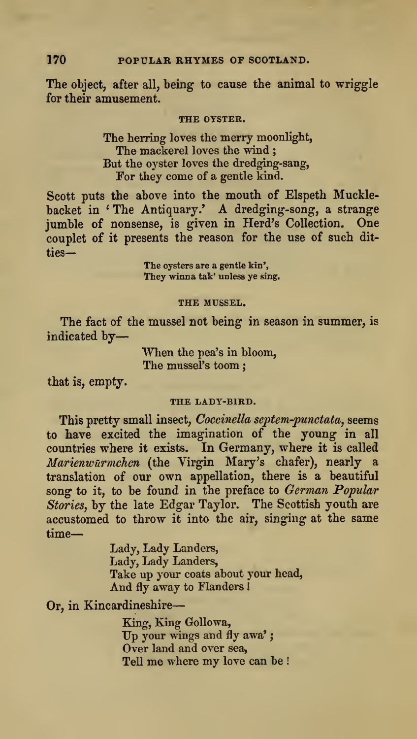The object, after all, being to cause the animal to wriggle for their amusement.

### THE OYSTER.

> The herring loves the merry moonlight,
> The mackerel loves the wind;
> But the oyster loves the dredging-sang,
> For they come of a gentle kind.

Scott puts the above into the mouth of Elspeth Mucklebacket in 'The Antiquary.' A dredging-song, a strange jumble of nonsense, is given in Herd's Collection. One couplet of it presents the reason for the use of such ditties—

> The oysters are a gentle kin',
> They winna tak' unless ye sing.

### THE MUSSEL.

The fact of the mussel not being in season in summer, is indicated by—

> When the pea's in bloom,
> The mussel's toom;

that is, empty.

### THE LADY-BIRD.

This pretty small insect, *Coccinella septem-punctata*, seems to have excited the imagination of the young in all countries where it exists. In Germany, where it is called *Marienwürmchen* (the Virgin Mary's chafer), nearly a translation of our own appellation, there is a beautiful song to it, to be found in the preface to *German Popular Stories*, by the late Edgar Taylor. The Scottish youth are accustomed to throw it into the air, singing at the same time—

> Lady, Lady Landers,
> Lady, Lady Landers,
> Take up your coats about your head,
> And fly away to Flanders!

Or, in Kincardineshire—

> King, King Gollowa,
> Up your wings and fly awa';
> Over land and over sea,
> Tell me where my love can be!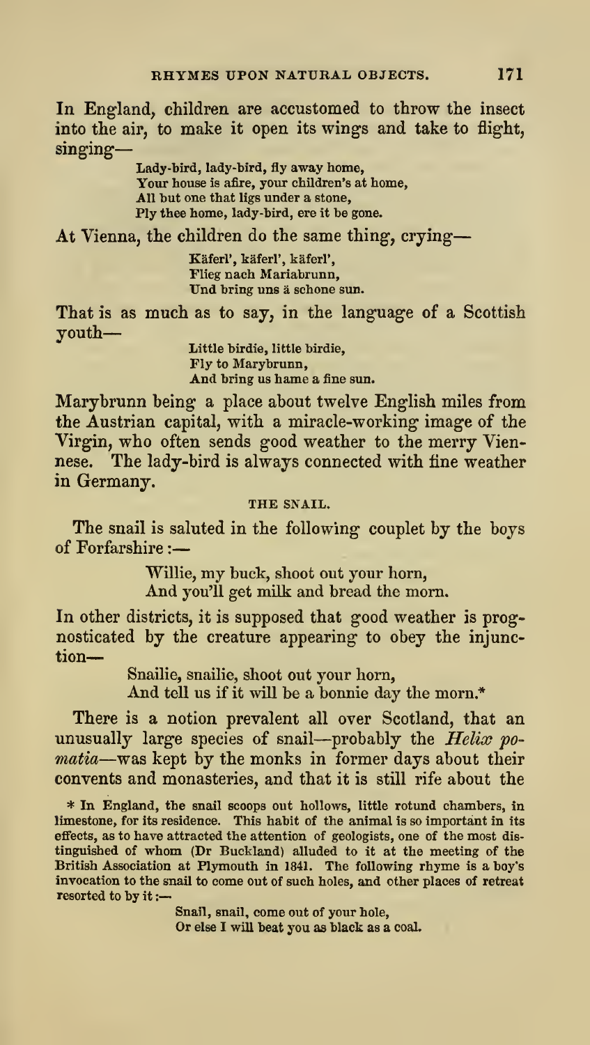In England, children are accustomed to throw the insect into the air, to make it open its wings and take to flight, singing—

> Lady-bird, lady-bird, fly away home,
> Your house is afire, your children's at home,
> All but one that ligs under a stone,
> Ply thee home, lady-bird, ere it be gone.

At Vienna, the children do the same thing, crying—

> Käferl', käferl', käferl',
> Flieg nach Mariabrunn,
> Und bring uns ä schone sun.

That is as much as to say, in the language of a Scottish youth—

> Little birdie, little birdie,
> Fly to Marybrunn,
> And bring us hame a fine sun.

Marybrunn being a place about twelve English miles from the Austrian capital, with a miracle-working image of the Virgin, who often sends good weather to the merry Viennese. The lady-bird is always connected with fine weather in Germany.

### THE SNAIL.

The snail is saluted in the following couplet by the boys of Forfarshire:—

> Willie, my buck, shoot out your horn,
> And you'll get milk and bread the morn.

In other districts, it is supposed that good weather is prognosticated by the creature appearing to obey the injunction—

> Snailie, snailie, shoot out your horn,
> And tell us if it will be a bonnie day the morn.*

There is a notion prevalent all over Scotland, that an unusually large species of snail—probably the *Helix pomatia*—was kept by the monks in former days about their convents and monasteries, and that it is still rife about the

\* In England, the snail scoops out hollows, little rotund chambers, in limestone, for its residence. This habit of the animal is so important in its effects, as to have attracted the attention of geologists, one of the most distinguished of whom (Dr Buckland) alluded to it at the meeting of the British Association at Plymouth in 1841. The following rhyme is a boy's invocation to the snail to come out of such holes, and other places of retreat resorted to by it:—

> Snail, snail, come out of your hole,
> Or else I will beat you as black as a coal.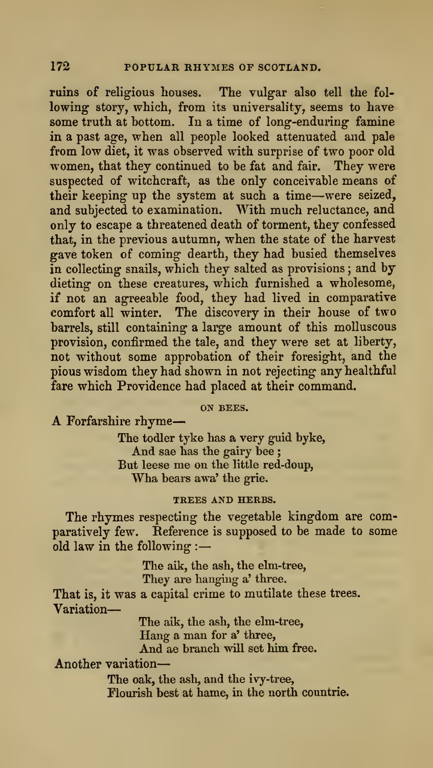ruins of religious houses. The vulgar also tell the following story, which, from its universality, seems to have some truth at bottom. In a time of long-enduring famine in a past age, when all people looked attenuated and pale from low diet, it was observed with surprise of two poor old women, that they continued to be fat and fair. They were suspected of witchcraft, as the only conceivable means of their keeping up the system at such a time—were seized, and subjected to examination. With much reluctance, and only to escape a threatened death of torment, they confessed that, in the previous autumn, when the state of the harvest gave token of coming dearth, they had busied themselves in collecting snails, which they salted as provisions; and by dieting on these creatures, which furnished a wholesome, if not an agreeable food, they had lived in comparative comfort all winter. The discovery in their house of two barrels, still containing a large amount of this molluscous provision, confirmed the tale, and they were set at liberty, not without some approbation of their foresight, and the pious wisdom they had shown in not rejecting any healthful fare which Providence had placed at their command.

### ON BEES.

A Forfarshire rhyme—

> The todler tyke has a very guid byke,
> And sae has the gairy bee;
> But leese me on the little red-doup,
> Wha bears awa' the grie.

### TREES AND HERBS.

The rhymes respecting the vegetable kingdom are comparatively few. Reference is supposed to be made to some old law in the following:—

> The aik, the ash, the elm-tree,
> They are hanging a' three.

That is, it was a capital crime to mutilate these trees.

Variation—

> The aik, the ash, the elm-tree,
> Hang a man for a' three,
> And ae branch will set him free.

Another variation—

> The oak, the ash, and the ivy-tree,
> Flourish best at hame, in the north countrie.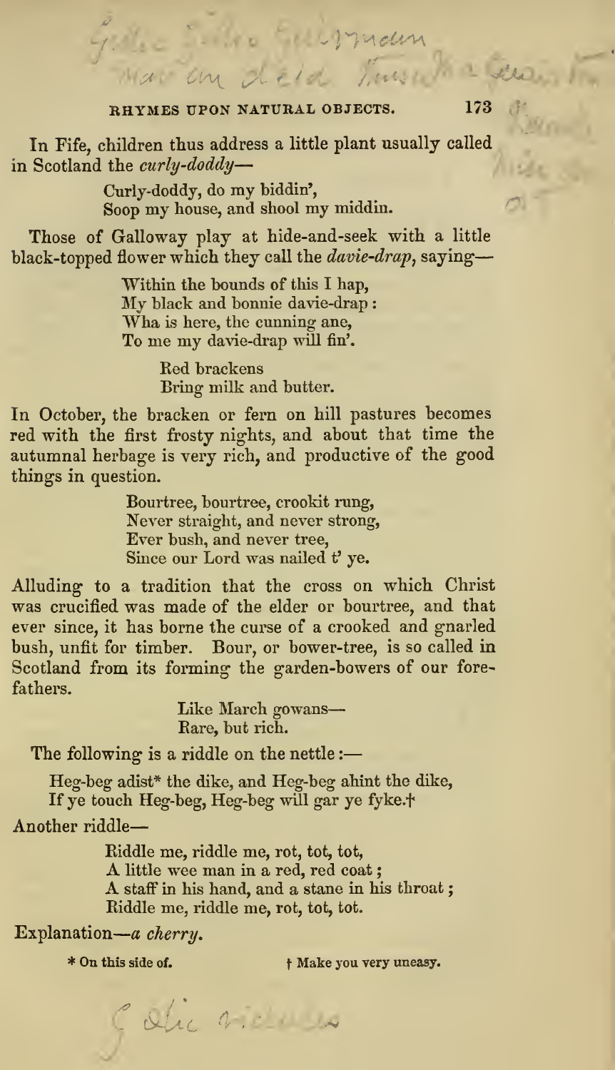In Fife, children thus address a little plant usually called in Scotland the *curly-doddy*—

> Curly-doddy, do my biddin',
> Soop my house, and shool my middin.

Those of Galloway play at hide-and-seek with a little black-topped flower which they call the *davie-drap*, saying—

> Within the bounds of this I hap,
> My black and bonnie davie-drap:
> Wha is here, the cunning ane,
> To me my davie-drap will fin'.

> Red brackens
> Bring milk and butter.

In October, the bracken or fern on hill pastures becomes red with the first frosty nights, and about that time the autumnal herbage is very rich, and productive of the good things in question.

> Bourtree, bourtree, crookit rung,
> Never straight, and never strong,
> Ever bush, and never tree,
> Since our Lord was nailed t' ye.

Alluding to a tradition that the cross on which Christ was crucified was made of the elder or bourtree, and that ever since, it has borne the curse of a crooked and gnarled bush, unfit for timber. Bour, or bower-tree, is so called in Scotland from its forming the garden-bowers of our forefathers.

> Like March gowans—
> Rare, but rich.

The following is a riddle on the nettle:—

> Heg-beg adist* the dike, and Heg-beg ahint the dike,
> If ye touch Heg-beg, Heg-beg will gar ye fyke.†

Another riddle—

> Riddle me, riddle me, rot, tot, tot,
> A little wee man in a red, red coat;
> A staff in his hand, and a stane in his throat;
> Riddle me, riddle me, rot, tot, tot.

Explanation—*a cherry*.

* On this side of.

† Make you very uneasy.